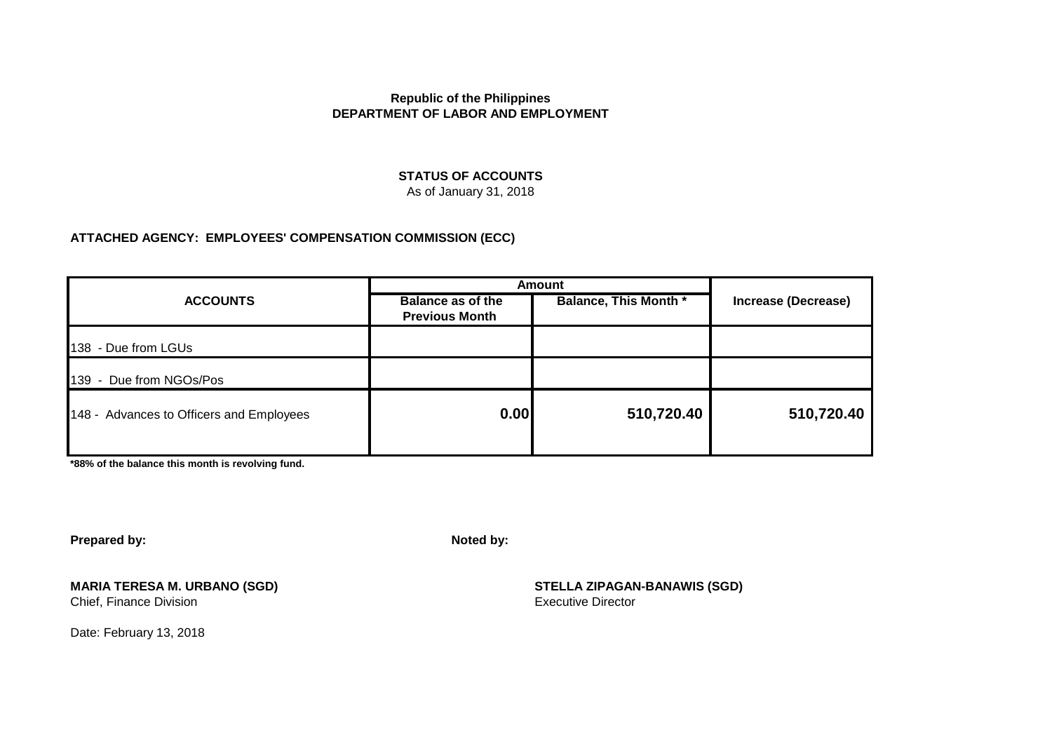**Republic of the Philippines**
**DEPARTMENT OF LABOR AND EMPLOYMENT**

**STATUS OF ACCOUNTS**
As of January 31, 2018

**ATTACHED AGENCY: EMPLOYEES' COMPENSATION COMMISSION (ECC)**

| ACCOUNTS | Amount | | Increase (Decrease) |
|---|---|---|---|
| | Balance as of the Previous Month | Balance, This Month * | |
| 138 - Due from LGUs | | | |
| 139 - Due from NGOs/Pos | | | |
| 148 - Advances to Officers and Employees | **0.00** | **510,720.40** | **510,720.40** |

**\*88% of the balance this month is revolving fund.**

**Prepared by:**

**MARIA TERESA M. URBANO (SGD)**
Chief, Finance Division

**Noted by:**

**STELLA ZIPAGAN-BANAWIS (SGD)**
Executive Director

Date: February 13, 2018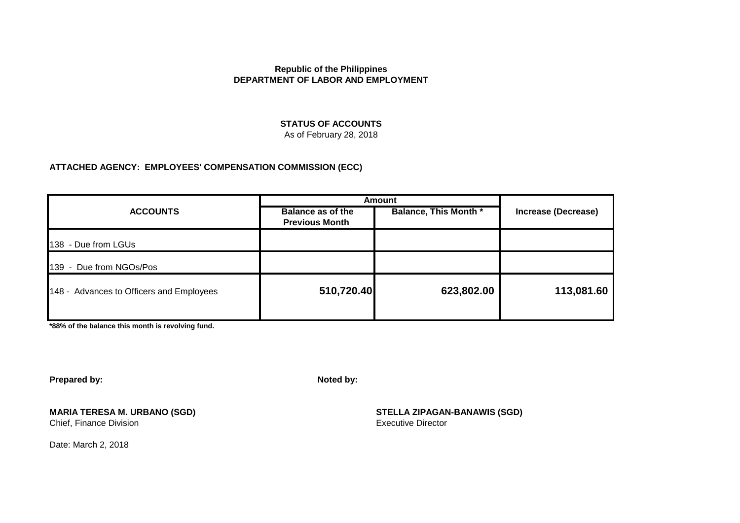**Republic of the Philippines**
**DEPARTMENT OF LABOR AND EMPLOYMENT**

**STATUS OF ACCOUNTS**
As of February 28, 2018

**ATTACHED AGENCY: EMPLOYEES' COMPENSATION COMMISSION (ECC)**

| ACCOUNTS | Amount | | Increase (Decrease) |
|---|---|---|---|
| | Balance as of the Previous Month | Balance, This Month * | |
| 138 - Due from LGUs | | | |
| 139 - Due from NGOs/Pos | | | |
| 148 - Advances to Officers and Employees | **510,720.40** | **623,802.00** | **113,081.60** |

**\*88% of the balance this month is revolving fund.**

**Prepared by:**

**MARIA TERESA M. URBANO (SGD)**
Chief, Finance Division

**Noted by:**

**STELLA ZIPAGAN-BANAWIS (SGD)**
Executive Director

Date: March 2, 2018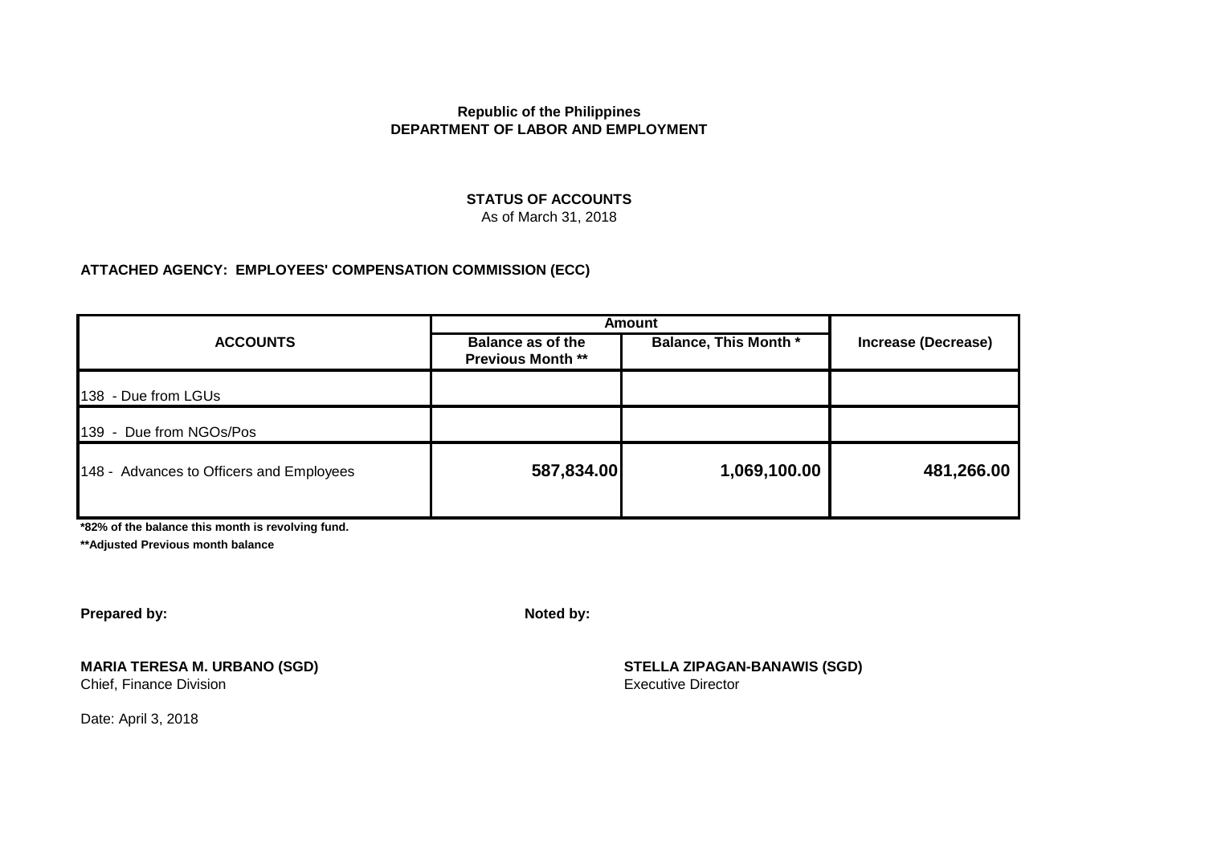**Republic of the Philippines**
**DEPARTMENT OF LABOR AND EMPLOYMENT**

**STATUS OF ACCOUNTS**
As of March 31, 2018

**ATTACHED AGENCY: EMPLOYEES' COMPENSATION COMMISSION (ECC)**

| ACCOUNTS | Amount | | Increase (Decrease) |
|---|---|---|---|
| | Balance as of the Previous Month ** | Balance, This Month * | |
| 138 - Due from LGUs | | | |
| 139 - Due from NGOs/Pos | | | |
| 148 - Advances to Officers and Employees | 587,834.00 | 1,069,100.00 | 481,266.00 |

***82% of the balance this month is revolving fund.**
****Adjusted Previous month balance**

**Prepared by:**

**MARIA TERESA M. URBANO (SGD)**
Chief, Finance Division

**Noted by:**

**STELLA ZIPAGAN-BANAWIS (SGD)**
Executive Director

Date: April 3, 2018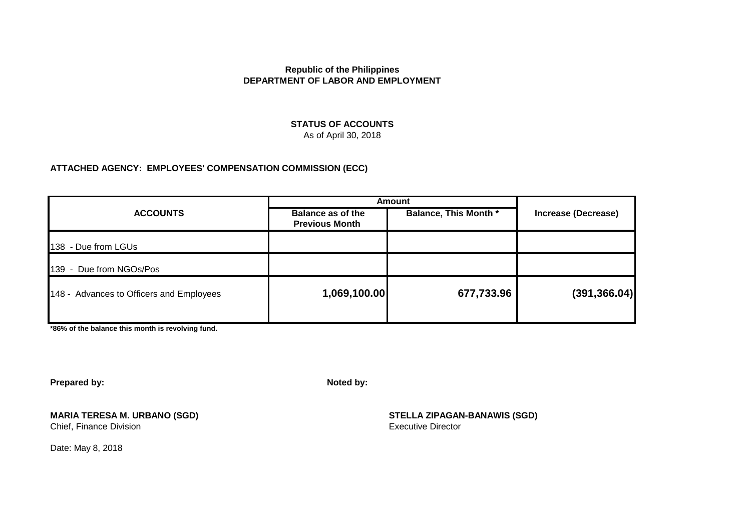**Republic of the Philippines**
**DEPARTMENT OF LABOR AND EMPLOYMENT**

**STATUS OF ACCOUNTS**
As of April 30, 2018

**ATTACHED AGENCY: EMPLOYEES' COMPENSATION COMMISSION (ECC)**

| ACCOUNTS | Amount | | Increase (Decrease) |
|---|---|---|---|
| | Balance as of the Previous Month | Balance, This Month * | |
| 138 - Due from LGUs | | | |
| 139 - Due from NGOs/Pos | | | |
| 148 - Advances to Officers and Employees | **1,069,100.00** | **677,733.96** | **(391,366.04)** |

**\*86% of the balance this month is revolving fund.**

**Prepared by:**

**MARIA TERESA M. URBANO (SGD)**
Chief, Finance Division

**Noted by:**

**STELLA ZIPAGAN-BANAWIS (SGD)**
Executive Director

Date: May 8, 2018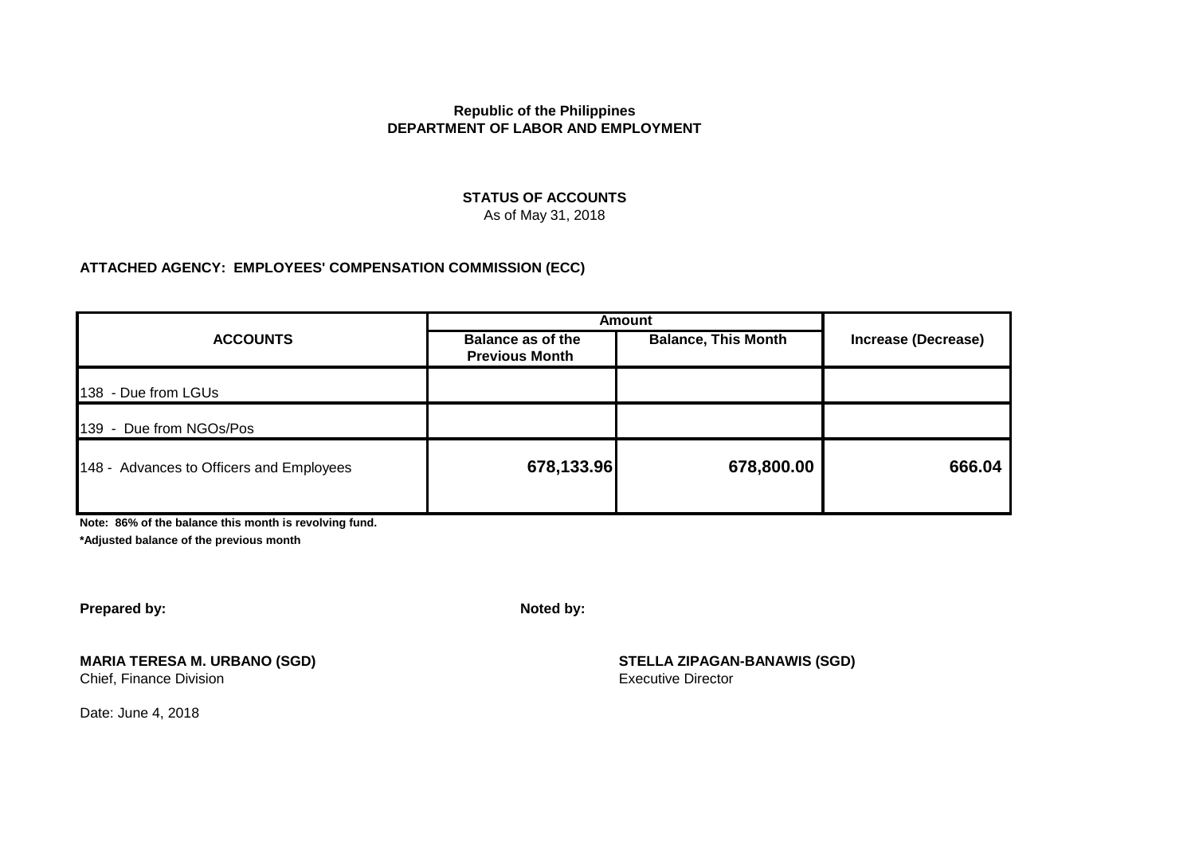**Republic of the Philippines**
**DEPARTMENT OF LABOR AND EMPLOYMENT**

**STATUS OF ACCOUNTS**
As of May 31, 2018

**ATTACHED AGENCY: EMPLOYEES' COMPENSATION COMMISSION (ECC)**

| ACCOUNTS | Amount | | Increase (Decrease) |
|---|---|---|---|
| | Balance as of the Previous Month | Balance, This Month | |
| 138 - Due from LGUs | | | |
| 139 - Due from NGOs/Pos | | | |
| 148 - Advances to Officers and Employees | **678,133.96** | **678,800.00** | **666.04** |

**Note: 86% of the balance this month is revolving fund.**
***Adjusted balance of the previous month**

**Prepared by:**

**MARIA TERESA M. URBANO (SGD)**
Chief, Finance Division

**Noted by:**

**STELLA ZIPAGAN-BANAWIS (SGD)**
Executive Director

Date: June 4, 2018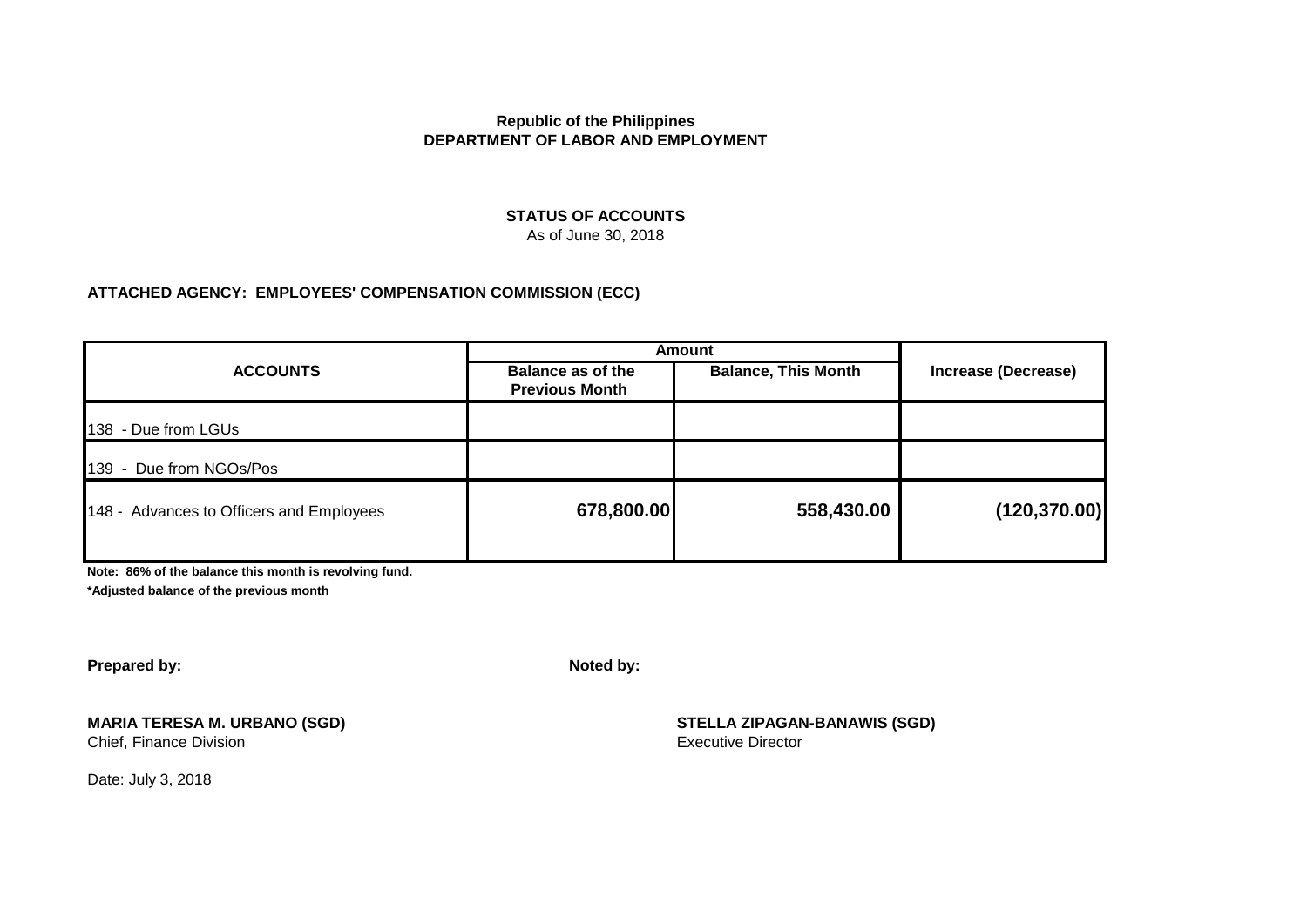**Republic of the Philippines**
**DEPARTMENT OF LABOR AND EMPLOYMENT**

**STATUS OF ACCOUNTS**
As of June 30, 2018

**ATTACHED AGENCY: EMPLOYEES' COMPENSATION COMMISSION (ECC)**

| ACCOUNTS | Amount | | Increase (Decrease) |
|---|---|---|---|
| | Balance as of the Previous Month | Balance, This Month | |
| 138 - Due from LGUs | | | |
| 139 - Due from NGOs/Pos | | | |
| 148 - Advances to Officers and Employees | **678,800.00** | **558,430.00** | **(120,370.00)** |

**Note: 86% of the balance this month is revolving fund.**
***Adjusted balance of the previous month**

**Prepared by:**

**MARIA TERESA M. URBANO (SGD)**
Chief, Finance Division

**Noted by:**

**STELLA ZIPAGAN-BANAWIS (SGD)**
Executive Director

Date: July 3, 2018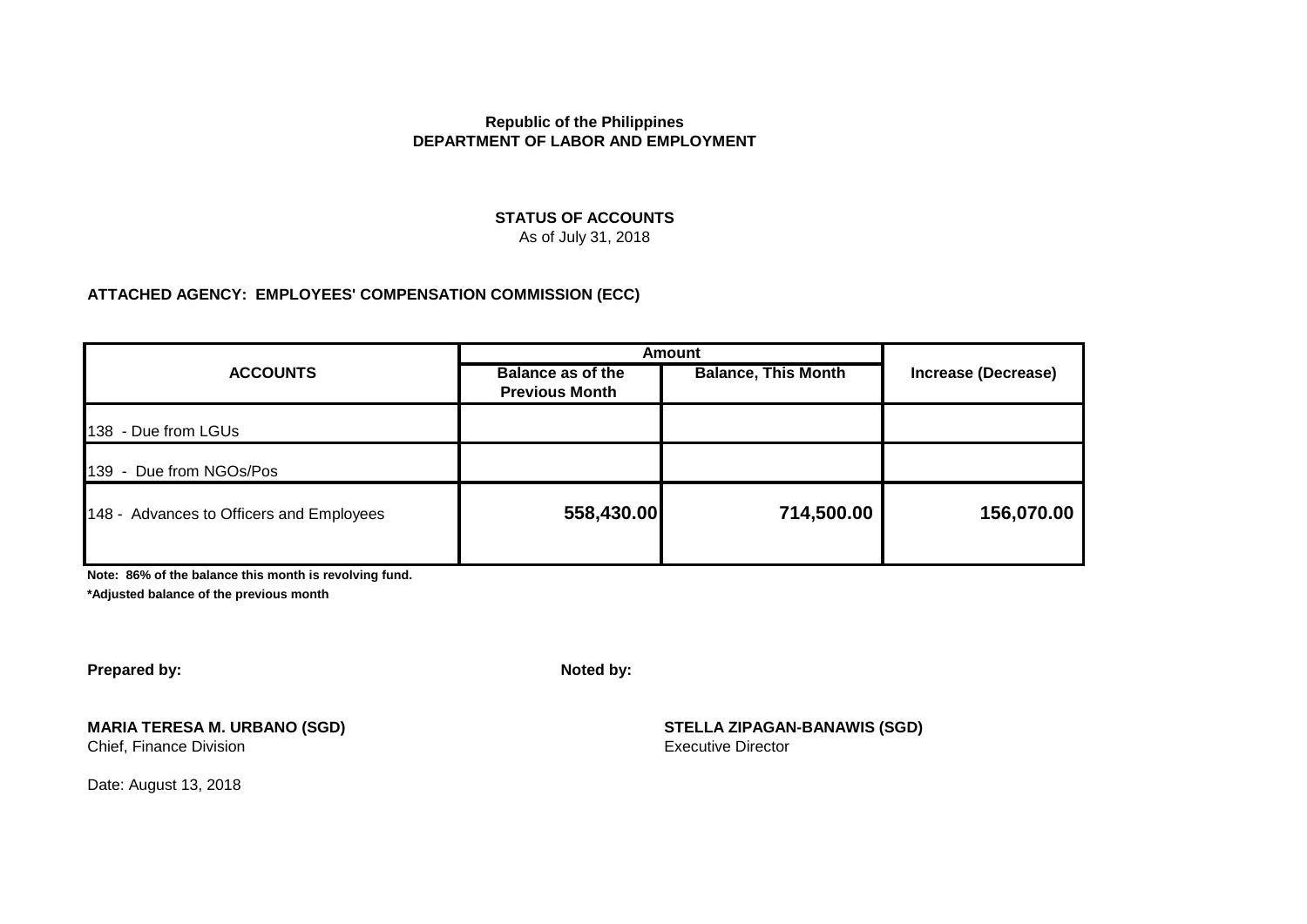**Republic of the Philippines**
**DEPARTMENT OF LABOR AND EMPLOYMENT**

**STATUS OF ACCOUNTS**
As of July 31, 2018

**ATTACHED AGENCY: EMPLOYEES' COMPENSATION COMMISSION (ECC)**

| ACCOUNTS | Amount | | Increase (Decrease) |
|---|---|---|---|
| | Balance as of the Previous Month | Balance, This Month | |
| 138 - Due from LGUs | | | |
| 139 - Due from NGOs/Pos | | | |
| 148 - Advances to Officers and Employees | **558,430.00** | **714,500.00** | **156,070.00** |

**Note: 86% of the balance this month is revolving fund.**
**\*Adjusted balance of the previous month**

**Prepared by:**

**MARIA TERESA M. URBANO (SGD)**
Chief, Finance Division

**Noted by:**

**STELLA ZIPAGAN-BANAWIS (SGD)**
Executive Director

Date: August 13, 2018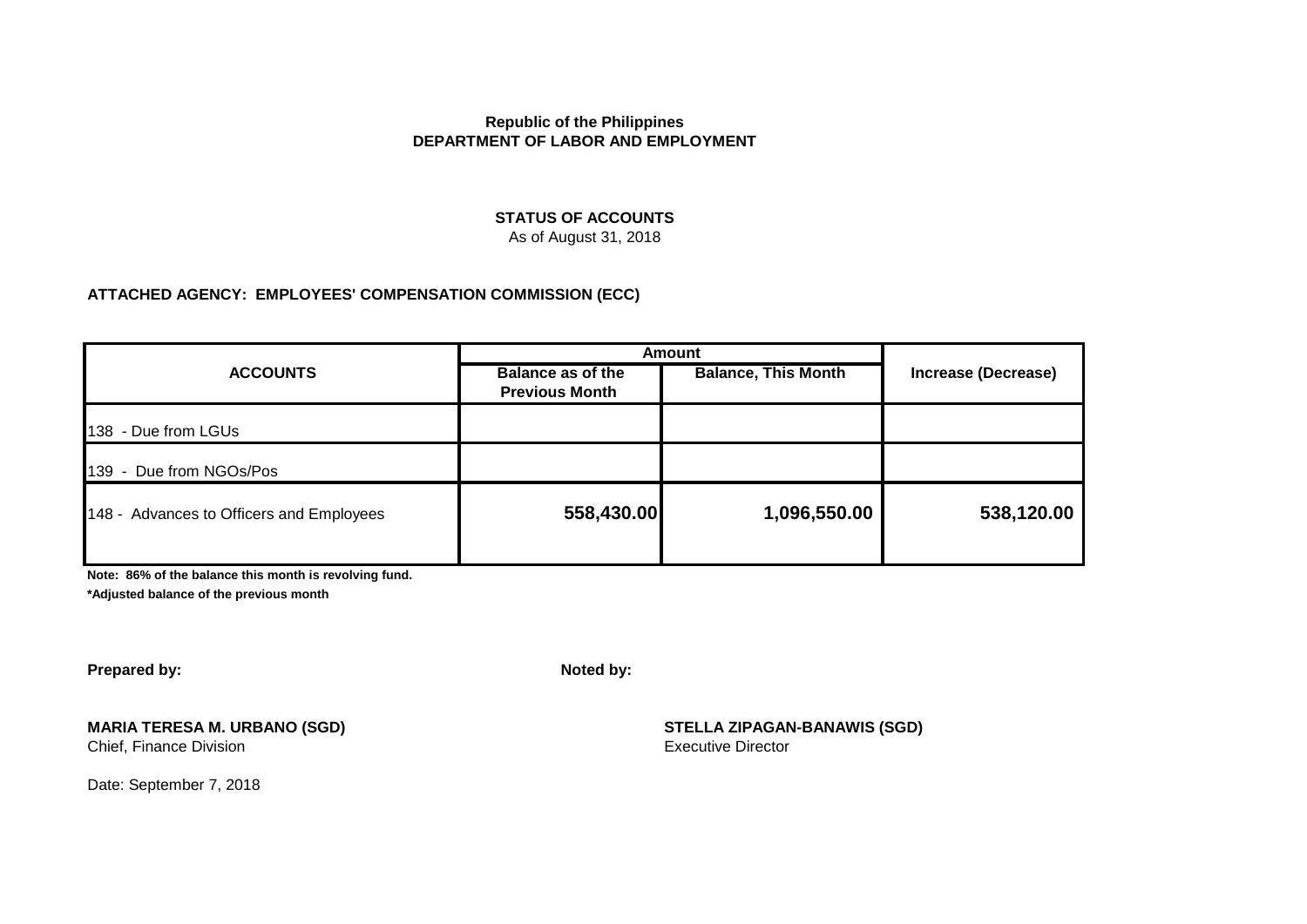**Republic of the Philippines**
**DEPARTMENT OF LABOR AND EMPLOYMENT**

**STATUS OF ACCOUNTS**
As of August 31, 2018

**ATTACHED AGENCY: EMPLOYEES' COMPENSATION COMMISSION (ECC)**

| ACCOUNTS | Amount | | Increase (Decrease) |
|---|---|---|---|
| | Balance as of the Previous Month | Balance, This Month | |
| 138 - Due from LGUs | | | |
| 139 - Due from NGOs/Pos | | | |
| 148 - Advances to Officers and Employees | 558,430.00 | 1,096,550.00 | 538,120.00 |

**Note: 86% of the balance this month is revolving fund.**
**\*Adjusted balance of the previous month**

**Prepared by:**

**MARIA TERESA M. URBANO (SGD)**
Chief, Finance Division

**Noted by:**

**STELLA ZIPAGAN-BANAWIS (SGD)**
Executive Director

Date: September 7, 2018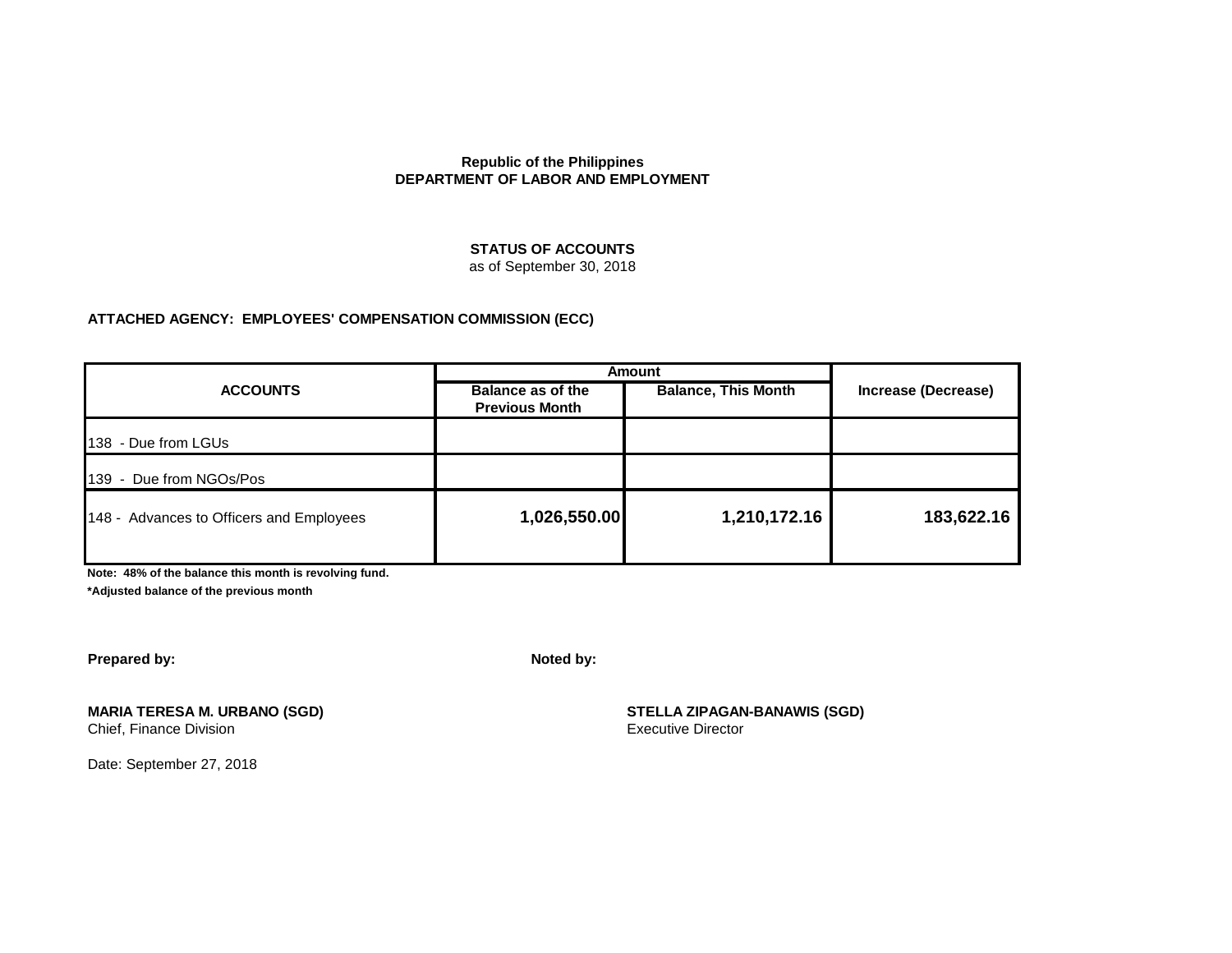**Republic of the Philippines**
**DEPARTMENT OF LABOR AND EMPLOYMENT**

**STATUS OF ACCOUNTS**
as of September 30, 2018

**ATTACHED AGENCY: EMPLOYEES' COMPENSATION COMMISSION (ECC)**

| ACCOUNTS | Amount | | Increase (Decrease) |
|---|---|---|---|
| | Balance as of the Previous Month | Balance, This Month | |
| 138 - Due from LGUs | | | |
| 139 - Due from NGOs/Pos | | | |
| 148 - Advances to Officers and Employees | **1,026,550.00** | **1,210,172.16** | **183,622.16** |

**Note: 48% of the balance this month is revolving fund.**
**\*Adjusted balance of the previous month**

**Prepared by:**

**MARIA TERESA M. URBANO (SGD)**
Chief, Finance Division

**Noted by:**

**STELLA ZIPAGAN-BANAWIS (SGD)**
Executive Director

Date: September 27, 2018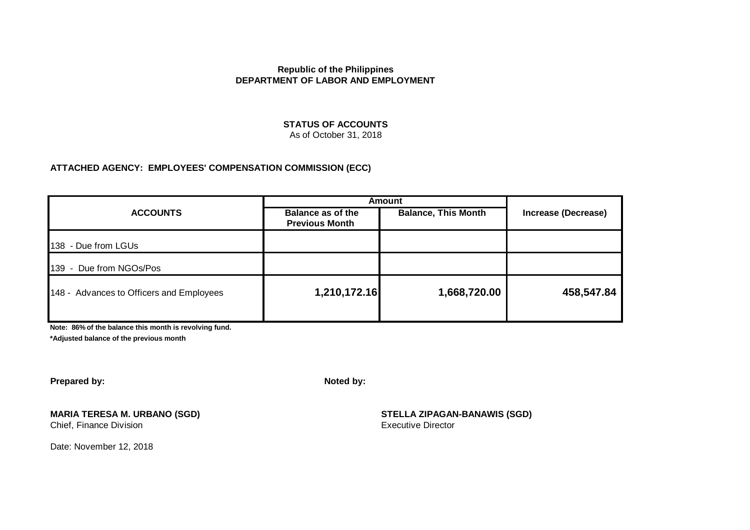**Republic of the Philippines**
**DEPARTMENT OF LABOR AND EMPLOYMENT**

**STATUS OF ACCOUNTS**
As of October 31, 2018

**ATTACHED AGENCY: EMPLOYEES' COMPENSATION COMMISSION (ECC)**

| ACCOUNTS | Amount | | Increase (Decrease) |
|---|---|---|---|
| | Balance as of the Previous Month | Balance, This Month | |
| 138 - Due from LGUs | | | |
| 139 - Due from NGOs/Pos | | | |
| 148 - Advances to Officers and Employees | **1,210,172.16** | **1,668,720.00** | **458,547.84** |

**Note: 86% of the balance this month is revolving fund.**
***Adjusted balance of the previous month**

**Prepared by:**

**MARIA TERESA M. URBANO (SGD)**
Chief, Finance Division

**Noted by:**

**STELLA ZIPAGAN-BANAWIS (SGD)**
Executive Director

Date: November 12, 2018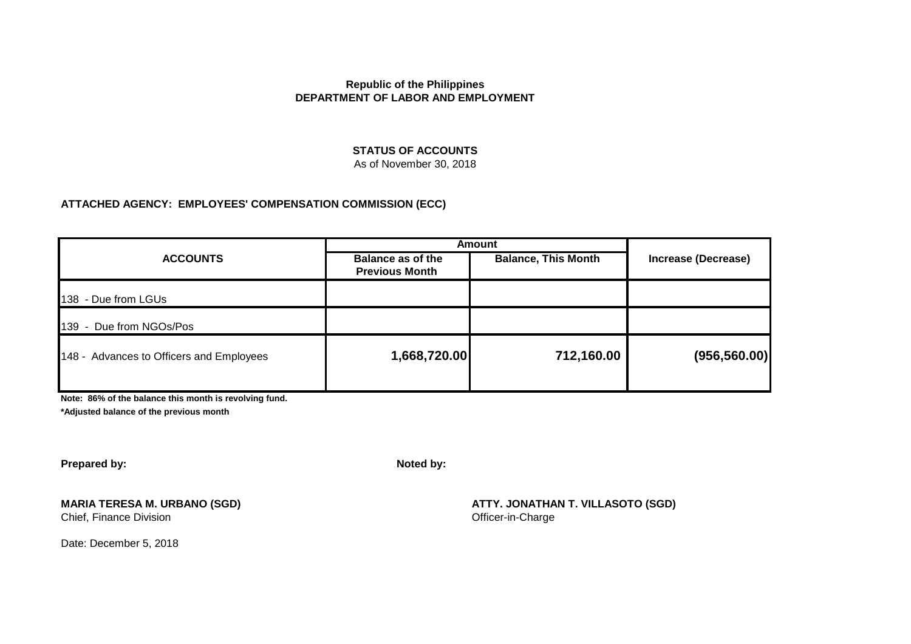**Republic of the Philippines**
**DEPARTMENT OF LABOR AND EMPLOYMENT**

**STATUS OF ACCOUNTS**
As of November 30, 2018

**ATTACHED AGENCY: EMPLOYEES' COMPENSATION COMMISSION (ECC)**

| ACCOUNTS | Amount | | Increase (Decrease) |
|---|---|---|---|
| | Balance as of the Previous Month | Balance, This Month | |
| 138 - Due from LGUs | | | |
| 139 - Due from NGOs/Pos | | | |
| 148 - Advances to Officers and Employees | **1,668,720.00** | **712,160.00** | **(956,560.00)** |

**Note: 86% of the balance this month is revolving fund.**
***Adjusted balance of the previous month**

**Prepared by:**

**MARIA TERESA M. URBANO (SGD)**
Chief, Finance Division

**Noted by:**

**ATTY. JONATHAN T. VILLASOTO (SGD)**
Officer-in-Charge

Date: December 5, 2018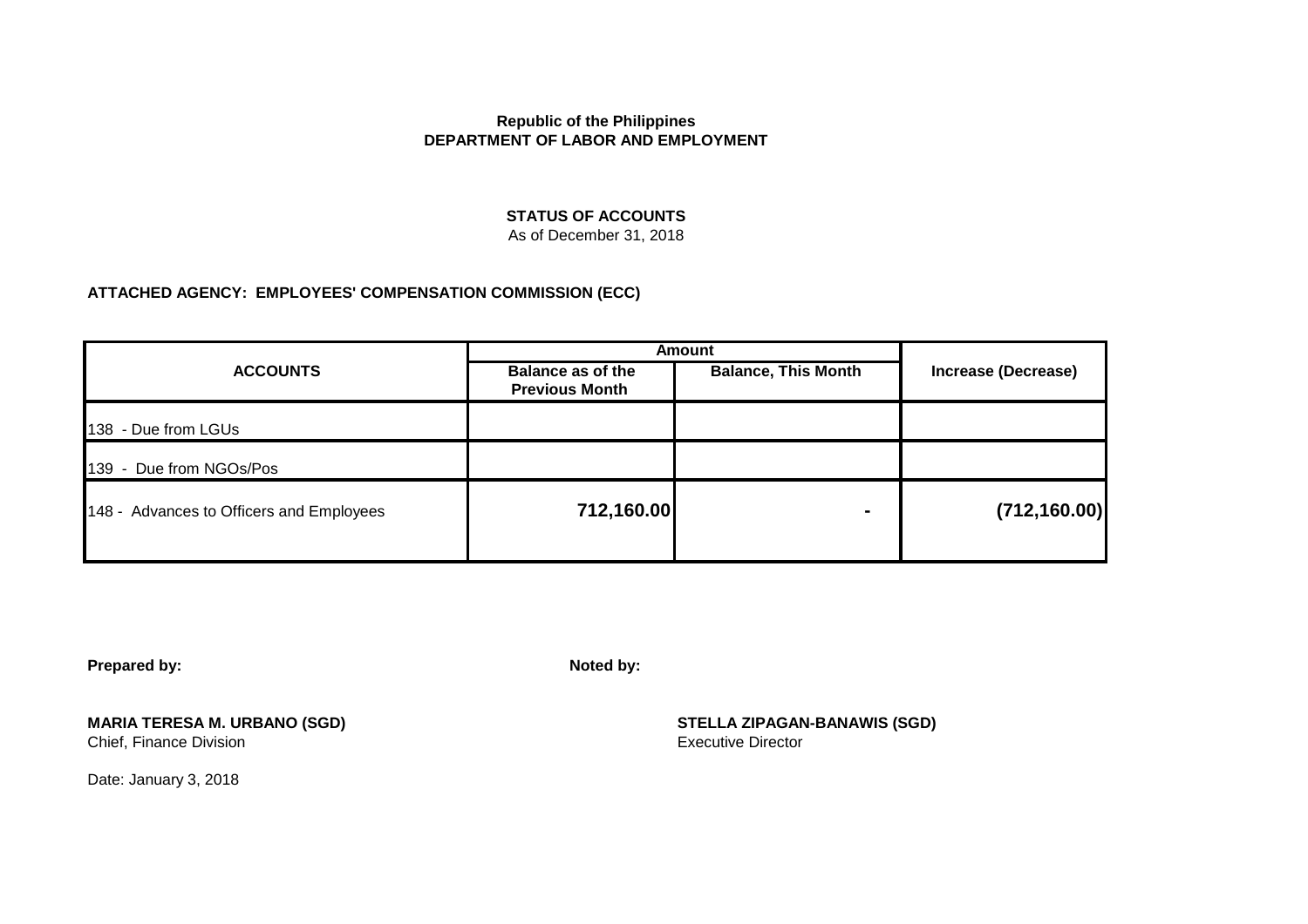**Republic of the Philippines**
**DEPARTMENT OF LABOR AND EMPLOYMENT**

**STATUS OF ACCOUNTS**
As of December 31, 2018

**ATTACHED AGENCY: EMPLOYEES' COMPENSATION COMMISSION (ECC)**

| ACCOUNTS | Amount | | Increase (Decrease) |
|---|---|---|---|
| | Balance as of the Previous Month | Balance, This Month | |
| 138 - Due from LGUs | | | |
| 139 - Due from NGOs/Pos | | | |
| 148 - Advances to Officers and Employees | **712,160.00** | **-** | **(712,160.00)** |

**Prepared by:**

**MARIA TERESA M. URBANO (SGD)**
Chief, Finance Division

**Noted by:**

**STELLA ZIPAGAN-BANAWIS (SGD)**
Executive Director

Date: January 3, 2018